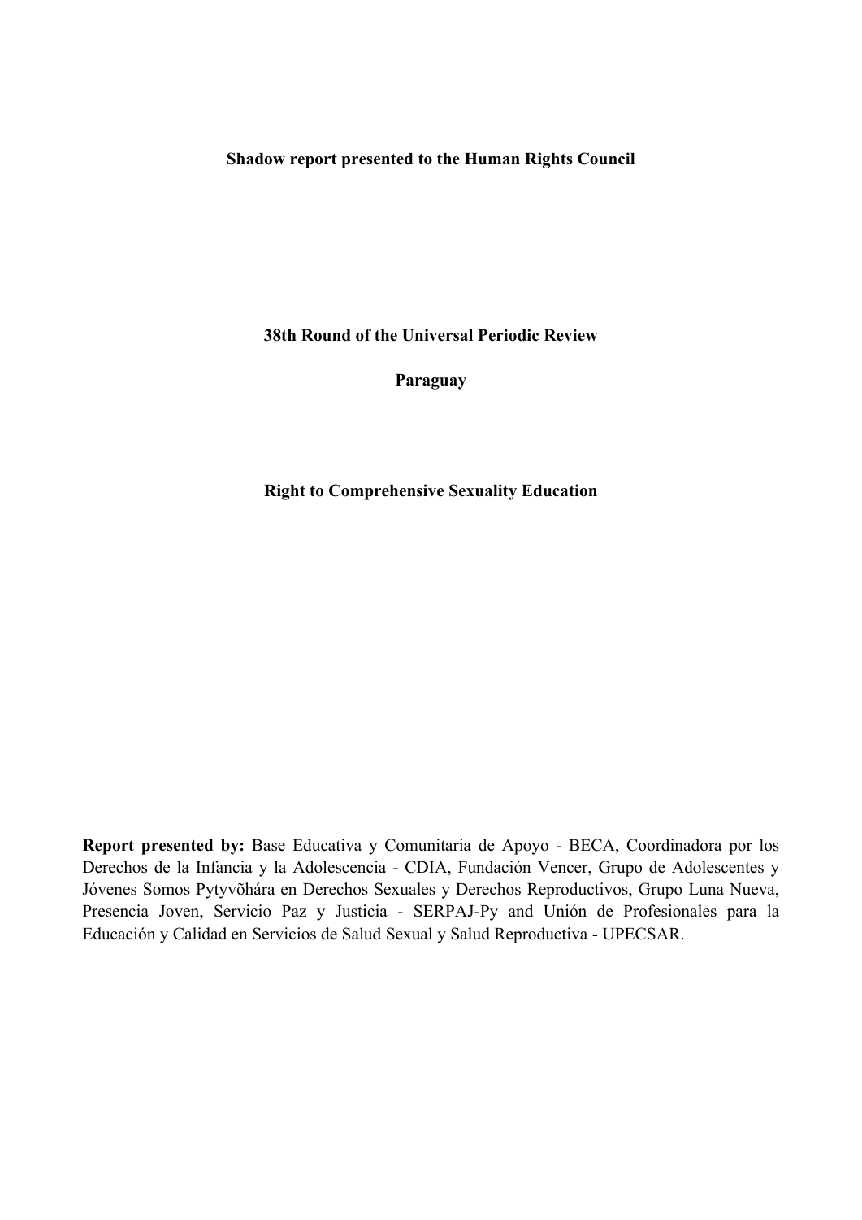**Shadow report presented to the Human Rights Council**

**38th Round of the Universal Periodic Review**

**Paraguay**

**Right to Comprehensive Sexuality Education**

**Report presented by:** Base Educativa y Comunitaria de Apoyo - BECA, Coordinadora por los Derechos de la Infancia y la Adolescencia - CDIA, Fundación Vencer, Grupo de Adolescentes y Jóvenes Somos Pytyvõhára en Derechos Sexuales y Derechos Reproductivos, Grupo Luna Nueva, Presencia Joven, Servicio Paz y Justicia - SERPAJ-Py and Unión de Profesionales para la Educación y Calidad en Servicios de Salud Sexual y Salud Reproductiva - UPECSAR.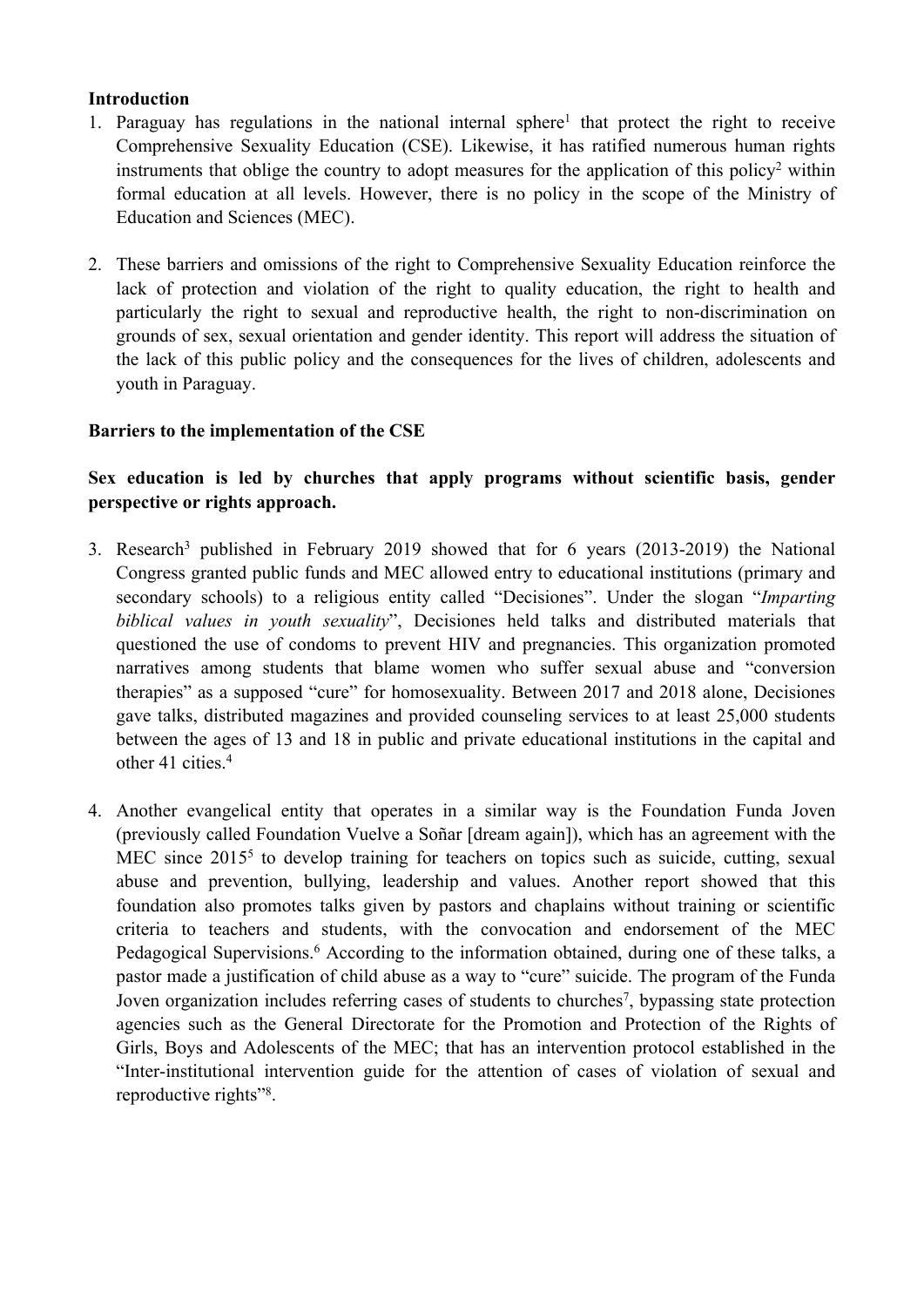**Introduction**

1. Paraguay has regulations in the national internal sphere[1] that protect the right to receive Comprehensive Sexuality Education (CSE). Likewise, it has ratified numerous human rights instruments that oblige the country to adopt measures for the application of this policy[2] within formal education at all levels. However, there is no policy in the scope of the Ministry of Education and Sciences (MEC).

2. These barriers and omissions of the right to Comprehensive Sexuality Education reinforce the lack of protection and violation of the right to quality education, the right to health and particularly the right to sexual and reproductive health, the right to non-discrimination on grounds of sex, sexual orientation and gender identity. This report will address the situation of the lack of this public policy and the consequences for the lives of children, adolescents and youth in Paraguay.

**Barriers to the implementation of the CSE**

**Sex education is led by churches that apply programs without scientific basis, gender perspective or rights approach.**

3. Research[3] published in February 2019 showed that for 6 years (2013-2019) the National Congress granted public funds and MEC allowed entry to educational institutions (primary and secondary schools) to a religious entity called "Decisiones". Under the slogan "*Imparting biblical values in youth sexuality*", Decisiones held talks and distributed materials that questioned the use of condoms to prevent HIV and pregnancies. This organization promoted narratives among students that blame women who suffer sexual abuse and "conversion therapies" as a supposed "cure" for homosexuality. Between 2017 and 2018 alone, Decisiones gave talks, distributed magazines and provided counseling services to at least 25,000 students between the ages of 13 and 18 in public and private educational institutions in the capital and other 41 cities.[4]

4. Another evangelical entity that operates in a similar way is the Foundation Funda Joven (previously called Foundation Vuelve a Soñar [dream again]), which has an agreement with the MEC since 2015[5] to develop training for teachers on topics such as suicide, cutting, sexual abuse and prevention, bullying, leadership and values. Another report showed that this foundation also promotes talks given by pastors and chaplains without training or scientific criteria to teachers and students, with the convocation and endorsement of the MEC Pedagogical Supervisions.[6] According to the information obtained, during one of these talks, a pastor made a justification of child abuse as a way to "cure" suicide. The program of the Funda Joven organization includes referring cases of students to churches[7], bypassing state protection agencies such as the General Directorate for the Promotion and Protection of the Rights of Girls, Boys and Adolescents of the MEC; that has an intervention protocol established in the "Inter-institutional intervention guide for the attention of cases of violation of sexual and reproductive rights"[8].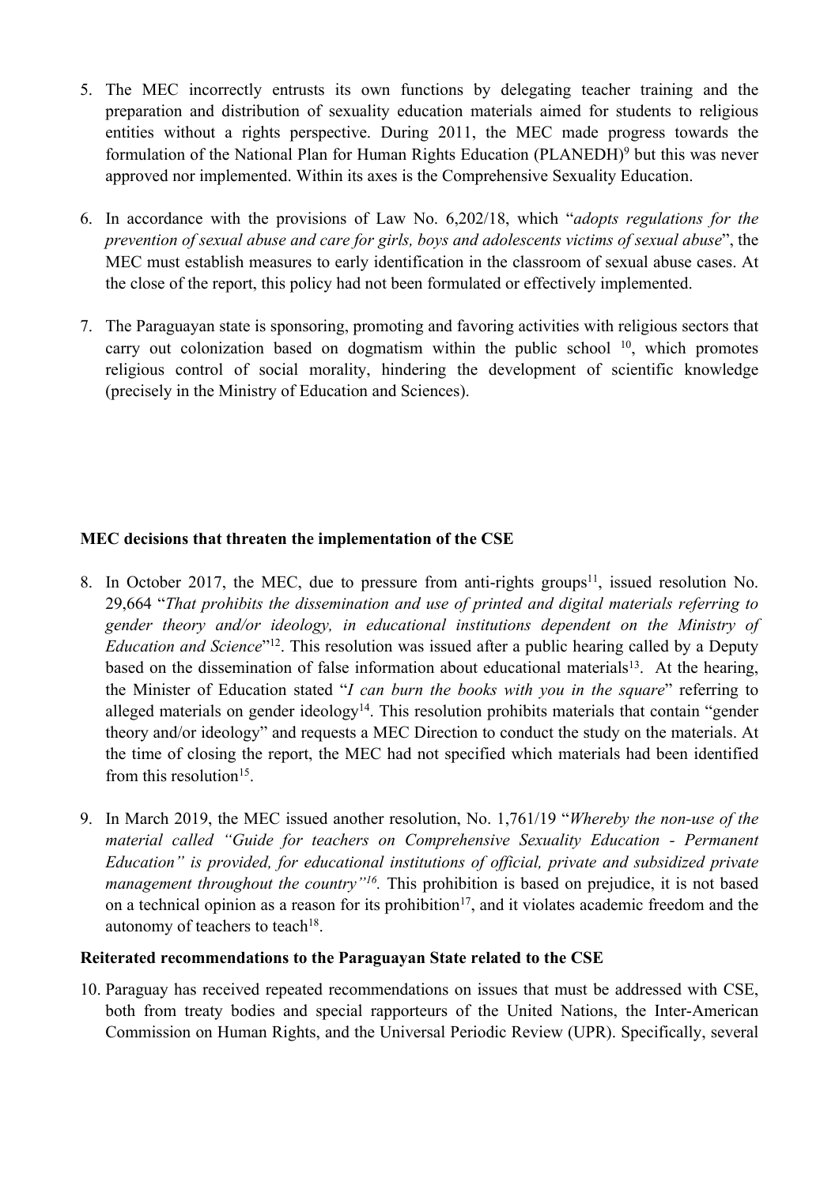5. The MEC incorrectly entrusts its own functions by delegating teacher training and the preparation and distribution of sexuality education materials aimed for students to religious entities without a rights perspective. During 2011, the MEC made progress towards the formulation of the National Plan for Human Rights Education (PLANEDH)[9] but this was never approved nor implemented. Within its axes is the Comprehensive Sexuality Education.

6. In accordance with the provisions of Law No. 6,202/18, which "*adopts regulations for the prevention of sexual abuse and care for girls, boys and adolescents victims of sexual abuse*", the MEC must establish measures to early identification in the classroom of sexual abuse cases. At the close of the report, this policy had not been formulated or effectively implemented.

7. The Paraguayan state is sponsoring, promoting and favoring activities with religious sectors that carry out colonization based on dogmatism within the public school [10], which promotes religious control of social morality, hindering the development of scientific knowledge (precisely in the Ministry of Education and Sciences).

**MEC decisions that threaten the implementation of the CSE**

8. In October 2017, the MEC, due to pressure from anti-rights groups[11], issued resolution No. 29,664 "*That prohibits the dissemination and use of printed and digital materials referring to gender theory and/or ideology, in educational institutions dependent on the Ministry of Education and Science*"[12]. This resolution was issued after a public hearing called by a Deputy based on the dissemination of false information about educational materials[13]. At the hearing, the Minister of Education stated "*I can burn the books with you in the square*" referring to alleged materials on gender ideology[14]. This resolution prohibits materials that contain "gender theory and/or ideology" and requests a MEC Direction to conduct the study on the materials. At the time of closing the report, the MEC had not specified which materials had been identified from this resolution[15].

9. In March 2019, the MEC issued another resolution, No. 1,761/19 "*Whereby the non-use of the material called "Guide for teachers on Comprehensive Sexuality Education - Permanent Education" is provided, for educational institutions of official, private and subsidized private management throughout the country"*[16]. This prohibition is based on prejudice, it is not based on a technical opinion as a reason for its prohibition[17], and it violates academic freedom and the autonomy of teachers to teach[18].

**Reiterated recommendations to the Paraguayan State related to the CSE**

10. Paraguay has received repeated recommendations on issues that must be addressed with CSE, both from treaty bodies and special rapporteurs of the United Nations, the Inter-American Commission on Human Rights, and the Universal Periodic Review (UPR). Specifically, several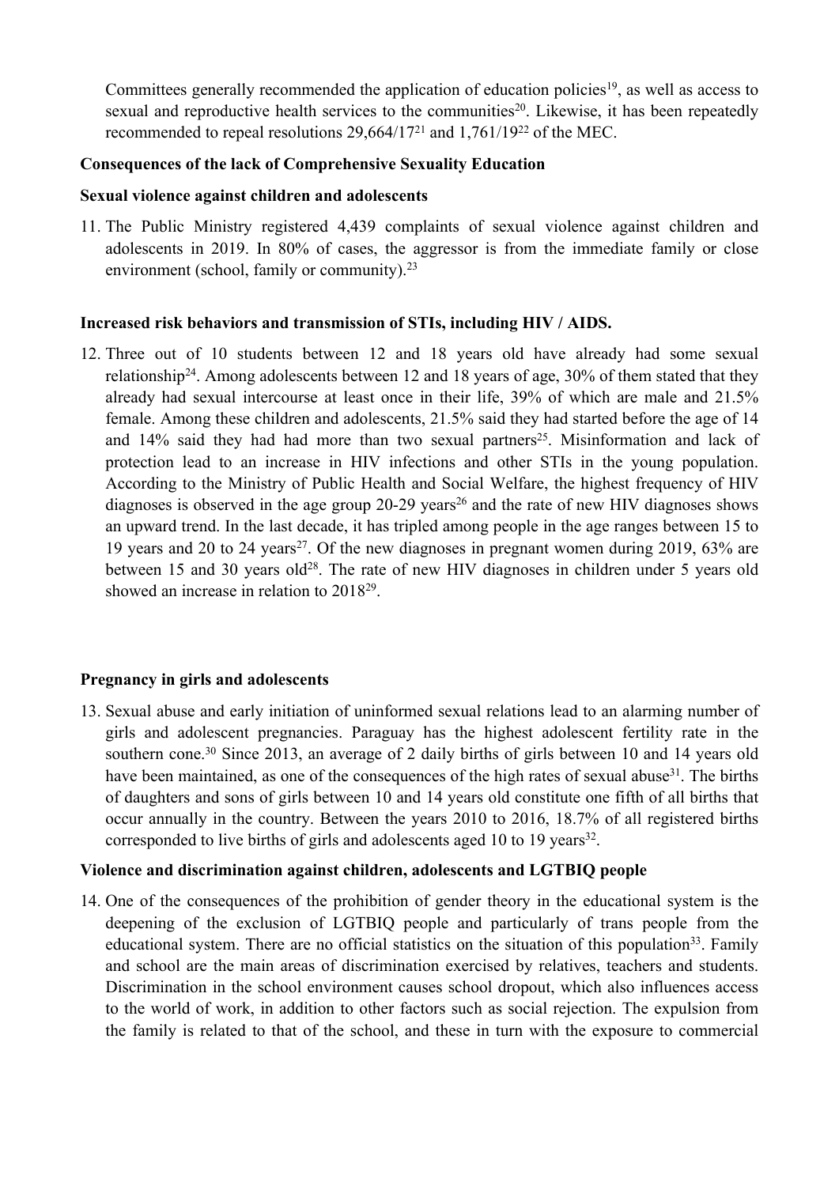Committees generally recommended the application of education policies[19], as well as access to sexual and reproductive health services to the communities[20]. Likewise, it has been repeatedly recommended to repeal resolutions 29,664/17[21] and 1,761/19[22] of the MEC.

**Consequences of the lack of Comprehensive Sexuality Education**

**Sexual violence against children and adolescents**

11. The Public Ministry registered 4,439 complaints of sexual violence against children and adolescents in 2019. In 80% of cases, the aggressor is from the immediate family or close environment (school, family or community).[23]

**Increased risk behaviors and transmission of STIs, including HIV / AIDS.**

12. Three out of 10 students between 12 and 18 years old have already had some sexual relationship[24]. Among adolescents between 12 and 18 years of age, 30% of them stated that they already had sexual intercourse at least once in their life, 39% of which are male and 21.5% female. Among these children and adolescents, 21.5% said they had started before the age of 14 and 14% said they had had more than two sexual partners[25]. Misinformation and lack of protection lead to an increase in HIV infections and other STIs in the young population. According to the Ministry of Public Health and Social Welfare, the highest frequency of HIV diagnoses is observed in the age group 20-29 years[26] and the rate of new HIV diagnoses shows an upward trend. In the last decade, it has tripled among people in the age ranges between 15 to 19 years and 20 to 24 years[27]. Of the new diagnoses in pregnant women during 2019, 63% are between 15 and 30 years old[28]. The rate of new HIV diagnoses in children under 5 years old showed an increase in relation to 2018[29].

**Pregnancy in girls and adolescents**

13. Sexual abuse and early initiation of uninformed sexual relations lead to an alarming number of girls and adolescent pregnancies. Paraguay has the highest adolescent fertility rate in the southern cone.[30] Since 2013, an average of 2 daily births of girls between 10 and 14 years old have been maintained, as one of the consequences of the high rates of sexual abuse[31]. The births of daughters and sons of girls between 10 and 14 years old constitute one fifth of all births that occur annually in the country. Between the years 2010 to 2016, 18.7% of all registered births corresponded to live births of girls and adolescents aged 10 to 19 years[32].

**Violence and discrimination against children, adolescents and LGTBIQ people**

14. One of the consequences of the prohibition of gender theory in the educational system is the deepening of the exclusion of LGTBIQ people and particularly of trans people from the educational system. There are no official statistics on the situation of this population[33]. Family and school are the main areas of discrimination exercised by relatives, teachers and students. Discrimination in the school environment causes school dropout, which also influences access to the world of work, in addition to other factors such as social rejection. The expulsion from the family is related to that of the school, and these in turn with the exposure to commercial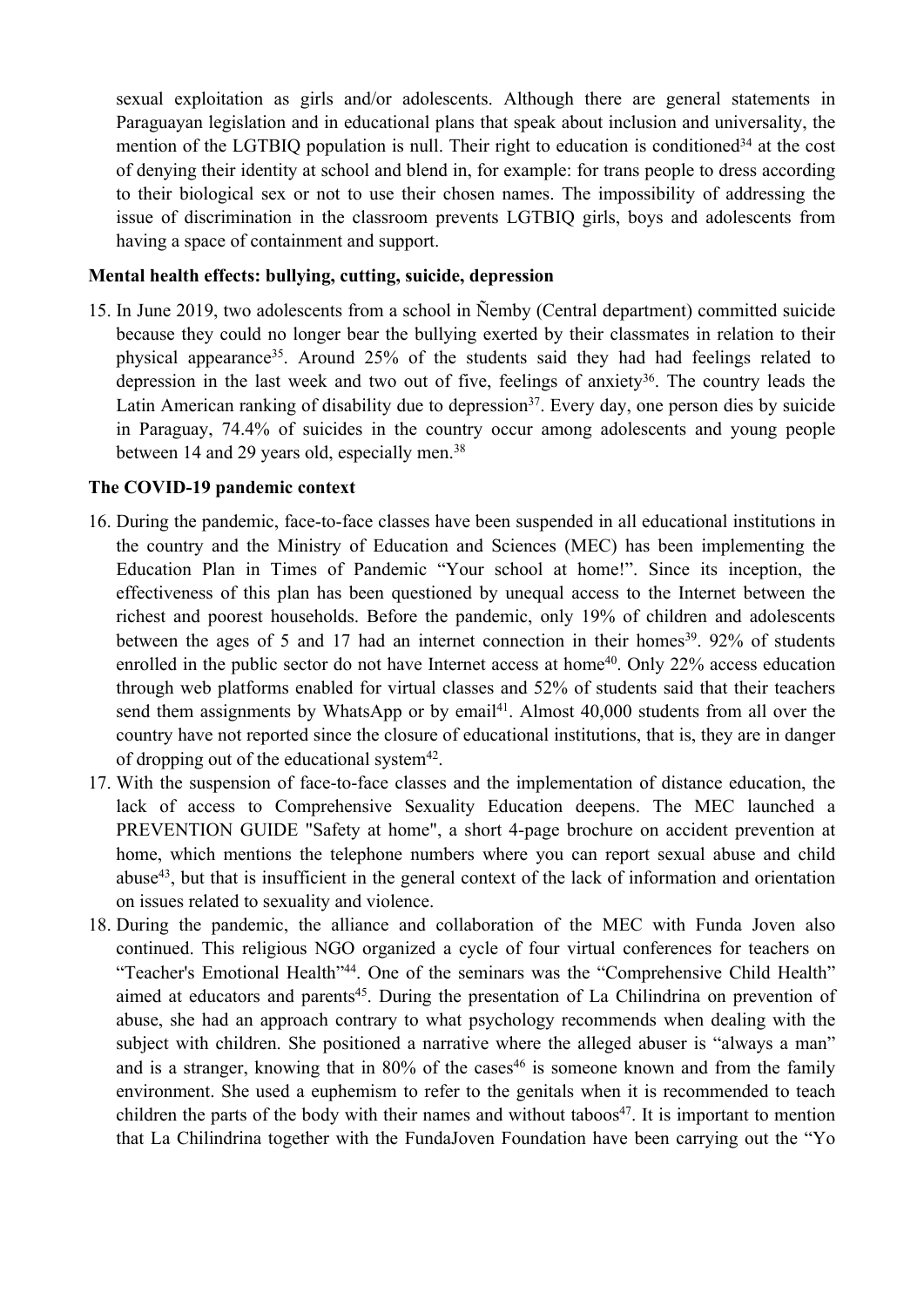sexual exploitation as girls and/or adolescents. Although there are general statements in Paraguayan legislation and in educational plans that speak about inclusion and universality, the mention of the LGTBIQ population is null. Their right to education is conditioned[34] at the cost of denying their identity at school and blend in, for example: for trans people to dress according to their biological sex or not to use their chosen names. The impossibility of addressing the issue of discrimination in the classroom prevents LGTBIQ girls, boys and adolescents from having a space of containment and support.

**Mental health effects: bullying, cutting, suicide, depression**

15. In June 2019, two adolescents from a school in Ñemby (Central department) committed suicide because they could no longer bear the bullying exerted by their classmates in relation to their physical appearance[35]. Around 25% of the students said they had had feelings related to depression in the last week and two out of five, feelings of anxiety[36]. The country leads the Latin American ranking of disability due to depression[37]. Every day, one person dies by suicide in Paraguay, 74.4% of suicides in the country occur among adolescents and young people between 14 and 29 years old, especially men.[38]

**The COVID-19 pandemic context**

16. During the pandemic, face-to-face classes have been suspended in all educational institutions in the country and the Ministry of Education and Sciences (MEC) has been implementing the Education Plan in Times of Pandemic "Your school at home!". Since its inception, the effectiveness of this plan has been questioned by unequal access to the Internet between the richest and poorest households. Before the pandemic, only 19% of children and adolescents between the ages of 5 and 17 had an internet connection in their homes[39]. 92% of students enrolled in the public sector do not have Internet access at home[40]. Only 22% access education through web platforms enabled for virtual classes and 52% of students said that their teachers send them assignments by WhatsApp or by email[41]. Almost 40,000 students from all over the country have not reported since the closure of educational institutions, that is, they are in danger of dropping out of the educational system[42].
17. With the suspension of face-to-face classes and the implementation of distance education, the lack of access to Comprehensive Sexuality Education deepens. The MEC launched a PREVENTION GUIDE "Safety at home", a short 4-page brochure on accident prevention at home, which mentions the telephone numbers where you can report sexual abuse and child abuse[43], but that is insufficient in the general context of the lack of information and orientation on issues related to sexuality and violence.
18. During the pandemic, the alliance and collaboration of the MEC with Funda Joven also continued. This religious NGO organized a cycle of four virtual conferences for teachers on "Teacher's Emotional Health"[44]. One of the seminars was the "Comprehensive Child Health" aimed at educators and parents[45]. During the presentation of La Chilindrina on prevention of abuse, she had an approach contrary to what psychology recommends when dealing with the subject with children. She positioned a narrative where the alleged abuser is "always a man" and is a stranger, knowing that in 80% of the cases[46] is someone known and from the family environment. She used a euphemism to refer to the genitals when it is recommended to teach children the parts of the body with their names and without taboos[47]. It is important to mention that La Chilindrina together with the FundaJoven Foundation have been carrying out the "Yo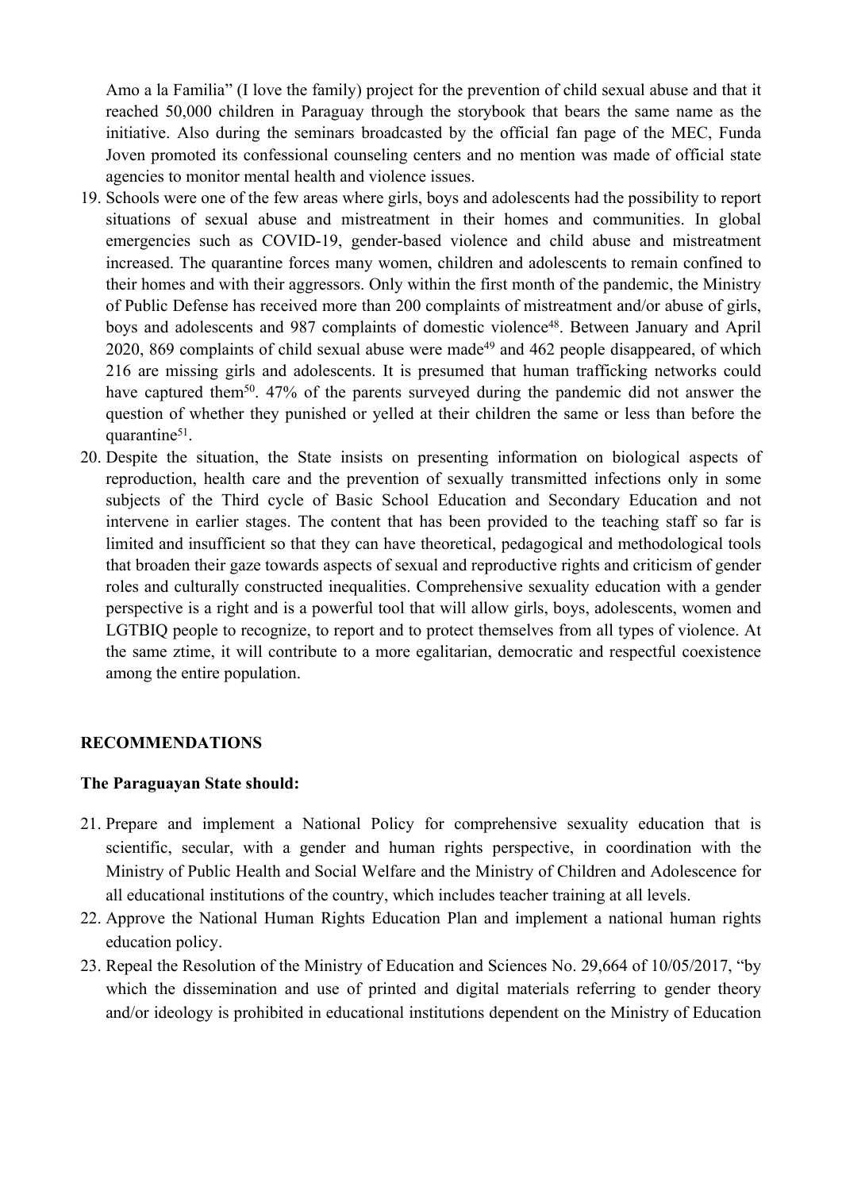Amo a la Familia" (I love the family) project for the prevention of child sexual abuse and that it reached 50,000 children in Paraguay through the storybook that bears the same name as the initiative. Also during the seminars broadcasted by the official fan page of the MEC, Funda Joven promoted its confessional counseling centers and no mention was made of official state agencies to monitor mental health and violence issues.

19. Schools were one of the few areas where girls, boys and adolescents had the possibility to report situations of sexual abuse and mistreatment in their homes and communities. In global emergencies such as COVID-19, gender-based violence and child abuse and mistreatment increased. The quarantine forces many women, children and adolescents to remain confined to their homes and with their aggressors. Only within the first month of the pandemic, the Ministry of Public Defense has received more than 200 complaints of mistreatment and/or abuse of girls, boys and adolescents and 987 complaints of domestic violence[48]. Between January and April 2020, 869 complaints of child sexual abuse were made[49] and 462 people disappeared, of which 216 are missing girls and adolescents. It is presumed that human trafficking networks could have captured them[50]. 47% of the parents surveyed during the pandemic did not answer the question of whether they punished or yelled at their children the same or less than before the quarantine[51].
20. Despite the situation, the State insists on presenting information on biological aspects of reproduction, health care and the prevention of sexually transmitted infections only in some subjects of the Third cycle of Basic School Education and Secondary Education and not intervene in earlier stages. The content that has been provided to the teaching staff so far is limited and insufficient so that they can have theoretical, pedagogical and methodological tools that broaden their gaze towards aspects of sexual and reproductive rights and criticism of gender roles and culturally constructed inequalities. Comprehensive sexuality education with a gender perspective is a right and is a powerful tool that will allow girls, boys, adolescents, women and LGTBIQ people to recognize, to report and to protect themselves from all types of violence. At the same ztime, it will contribute to a more egalitarian, democratic and respectful coexistence among the entire population.

## RECOMMENDATIONS

**The Paraguayan State should:**

21. Prepare and implement a National Policy for comprehensive sexuality education that is scientific, secular, with a gender and human rights perspective, in coordination with the Ministry of Public Health and Social Welfare and the Ministry of Children and Adolescence for all educational institutions of the country, which includes teacher training at all levels.
22. Approve the National Human Rights Education Plan and implement a national human rights education policy.
23. Repeal the Resolution of the Ministry of Education and Sciences No. 29,664 of 10/05/2017, "by which the dissemination and use of printed and digital materials referring to gender theory and/or ideology is prohibited in educational institutions dependent on the Ministry of Education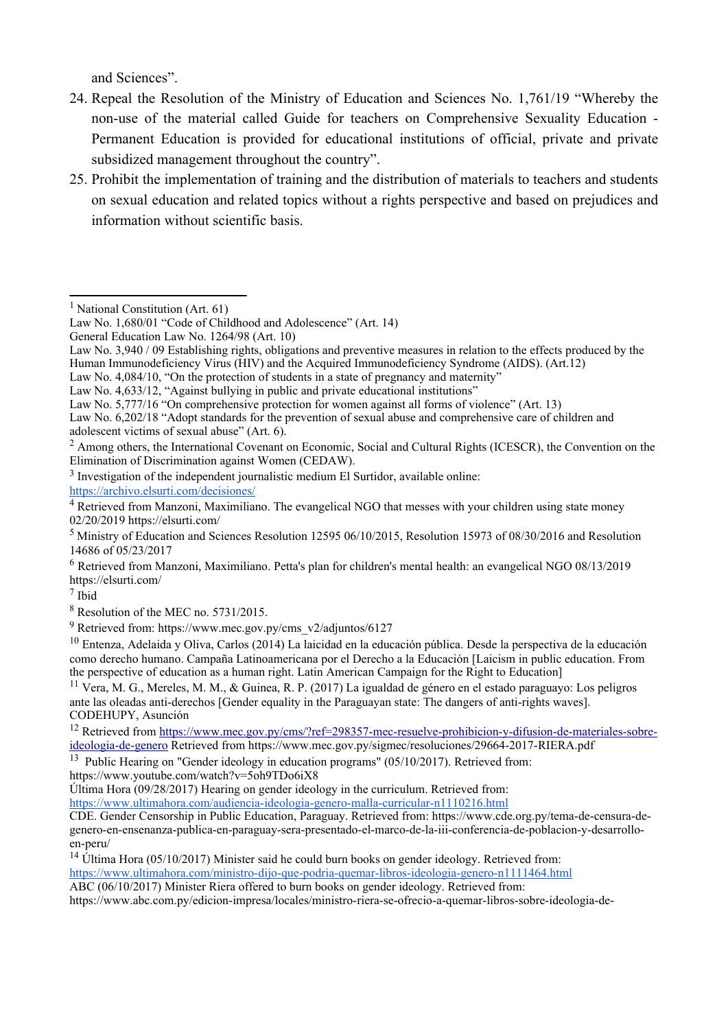and Sciences".

24. Repeal the Resolution of the Ministry of Education and Sciences No. 1,761/19 "Whereby the non-use of the material called Guide for teachers on Comprehensive Sexuality Education - Permanent Education is provided for educational institutions of official, private and private subsidized management throughout the country".
25. Prohibit the implementation of training and the distribution of materials to teachers and students on sexual education and related topics without a rights perspective and based on prejudices and information without scientific basis.

---

[1] National Constitution (Art. 61)
Law No. 1,680/01 "Code of Childhood and Adolescence" (Art. 14)
General Education Law No. 1264/98 (Art. 10)
Law No. 3,940 / 09 Establishing rights, obligations and preventive measures in relation to the effects produced by the Human Immunodeficiency Virus (HIV) and the Acquired Immunodeficiency Syndrome (AIDS). (Art.12)
Law No. 4,084/10, "On the protection of students in a state of pregnancy and maternity"
Law No. 4,633/12, "Against bullying in public and private educational institutions"
Law No. 5,777/16 "On comprehensive protection for women against all forms of violence" (Art. 13)
Law No. 6,202/18 "Adopt standards for the prevention of sexual abuse and comprehensive care of children and adolescent victims of sexual abuse" (Art. 6).

[2] Among others, the International Covenant on Economic, Social and Cultural Rights (ICESCR), the Convention on the Elimination of Discrimination against Women (CEDAW).

[3] Investigation of the independent journalistic medium El Surtidor, available online: https://archivo.elsurti.com/decisiones/

[4] Retrieved from Manzoni, Maximiliano. The evangelical NGO that messes with your children using state money 02/20/2019 https://elsurti.com/

[5] Ministry of Education and Sciences Resolution 12595 06/10/2015, Resolution 15973 of 08/30/2016 and Resolution 14686 of 05/23/2017

[6] Retrieved from Manzoni, Maximiliano. Petta's plan for children's mental health: an evangelical NGO 08/13/2019 https://elsurti.com/

[7] Ibid

[8] Resolution of the MEC no. 5731/2015.

[9] Retrieved from: https://www.mec.gov.py/cms_v2/adjuntos/6127

[10] Entenza, Adelaida y Oliva, Carlos (2014) La laicidad en la educación pública. Desde la perspectiva de la educación como derecho humano. Campaña Latinoamericana por el Derecho a la Educación [Laicism in public education. From the perspective of education as a human right. Latin American Campaign for the Right to Education]

[11] Vera, M. G., Mereles, M. M., & Guinea, R. P. (2017) La igualdad de género en el estado paraguayo: Los peligros ante las oleadas anti-derechos [Gender equality in the Paraguayan state: The dangers of anti-rights waves]. CODEHUPY, Asunción

[12] Retrieved from https://www.mec.gov.py/cms/?ref=298357-mec-resuelve-prohibicion-y-difusion-de-materiales-sobre-ideologia-de-genero Retrieved from https://www.mec.gov.py/sigmec/resoluciones/29664-2017-RIERA.pdf

[13] Public Hearing on "Gender ideology in education programs" (05/10/2017). Retrieved from: https://www.youtube.com/watch?v=5oh9TDo6iX8
Última Hora (09/28/2017) Hearing on gender ideology in the curriculum. Retrieved from: https://www.ultimahora.com/audiencia-ideologia-genero-malla-curricular-n1110216.html
CDE. Gender Censorship in Public Education, Paraguay. Retrieved from: https://www.cde.org.py/tema-de-censura-de-genero-en-ensenanza-publica-en-paraguay-sera-presentado-el-marco-de-la-iii-conferencia-de-poblacion-y-desarrollo-en-peru/

[14] Última Hora (05/10/2017) Minister said he could burn books on gender ideology. Retrieved from: https://www.ultimahora.com/ministro-dijo-que-podria-quemar-libros-ideologia-genero-n1111464.html
ABC (06/10/2017) Minister Riera offered to burn books on gender ideology. Retrieved from: https://www.abc.com.py/edicion-impresa/locales/ministro-riera-se-ofrecio-a-quemar-libros-sobre-ideologia-de-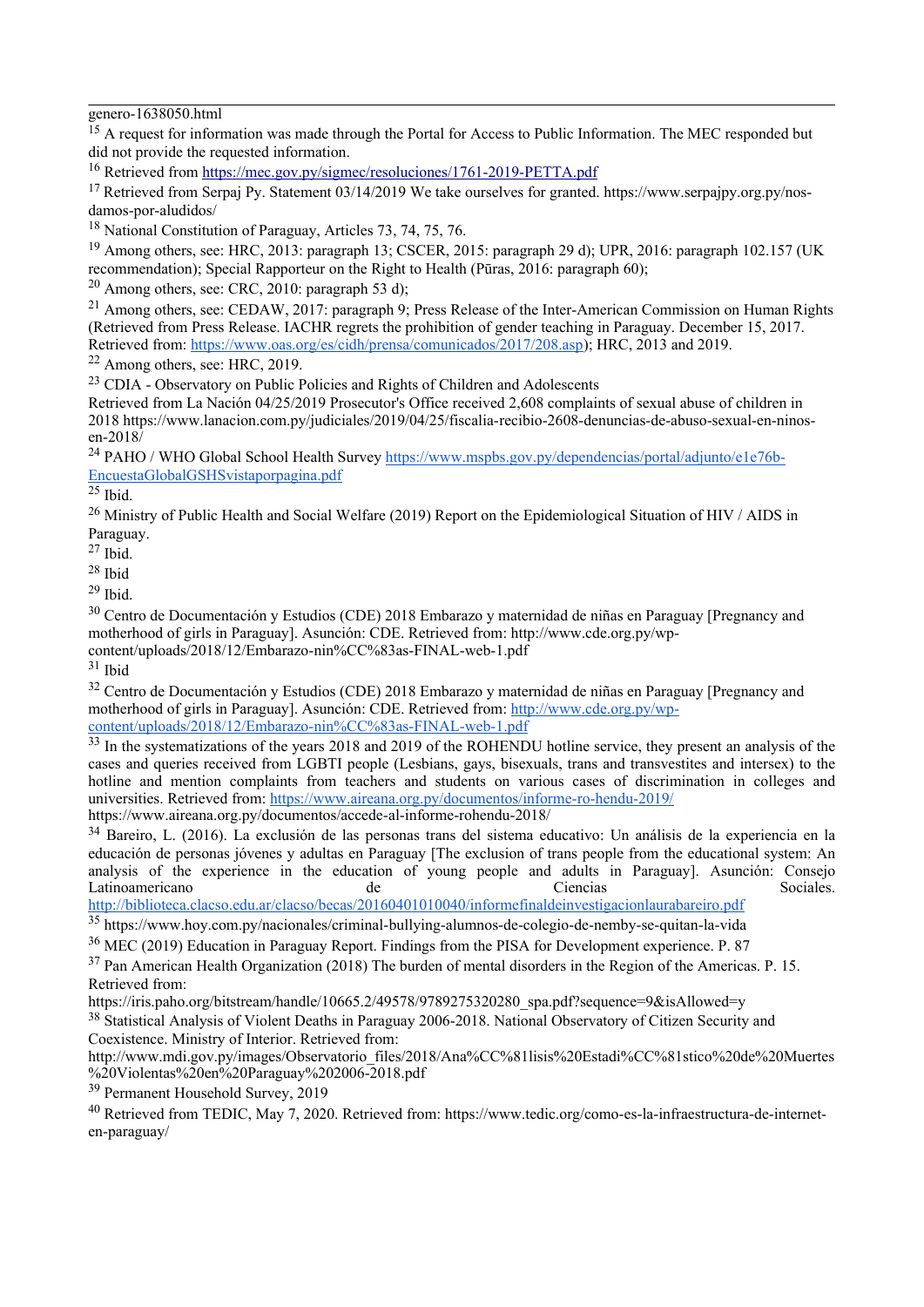genero-1638050.html

[15] A request for information was made through the Portal for Access to Public Information. The MEC responded but did not provide the requested information.

[16] Retrieved from https://mec.gov.py/sigmec/resoluciones/1761-2019-PETTA.pdf

[17] Retrieved from Serpaj Py. Statement 03/14/2019 We take ourselves for granted. https://www.serpajpy.org.py/nos-damos-por-aludidos/

[18] National Constitution of Paraguay, Articles 73, 74, 75, 76.

[19] Among others, see: HRC, 2013: paragraph 13; CSCER, 2015: paragraph 29 d); UPR, 2016: paragraph 102.157 (UK recommendation); Special Rapporteur on the Right to Health (Pūras, 2016: paragraph 60);

[20] Among others, see: CRC, 2010: paragraph 53 d);

[21] Among others, see: CEDAW, 2017: paragraph 9; Press Release of the Inter-American Commission on Human Rights (Retrieved from Press Release. IACHR regrets the prohibition of gender teaching in Paraguay. December 15, 2017. Retrieved from: https://www.oas.org/es/cidh/prensa/comunicados/2017/208.asp); HRC, 2013 and 2019.

[22] Among others, see: HRC, 2019.

[23] CDIA - Observatory on Public Policies and Rights of Children and Adolescents
Retrieved from La Nación 04/25/2019 Prosecutor's Office received 2,608 complaints of sexual abuse of children in 2018 https://www.lanacion.com.py/judiciales/2019/04/25/fiscalia-recibio-2608-denuncias-de-abuso-sexual-en-ninos-en-2018/

[24] PAHO / WHO Global School Health Survey https://www.mspbs.gov.py/dependencias/portal/adjunto/e1e76b-EncuestaGlobalGSHSvistaporpagina.pdf

[25] Ibid.

[26] Ministry of Public Health and Social Welfare (2019) Report on the Epidemiological Situation of HIV / AIDS in Paraguay.

[27] Ibid.

[28] Ibid

[29] Ibid.

[30] Centro de Documentación y Estudios (CDE) 2018 Embarazo y maternidad de niñas en Paraguay [Pregnancy and motherhood of girls in Paraguay]. Asunción: CDE. Retrieved from: http://www.cde.org.py/wp-content/uploads/2018/12/Embarazo-nin%CC%83as-FINAL-web-1.pdf

[31] Ibid

[32] Centro de Documentación y Estudios (CDE) 2018 Embarazo y maternidad de niñas en Paraguay [Pregnancy and motherhood of girls in Paraguay]. Asunción: CDE. Retrieved from: http://www.cde.org.py/wp-content/uploads/2018/12/Embarazo-nin%CC%83as-FINAL-web-1.pdf

[33] In the systematizations of the years 2018 and 2019 of the ROHENDU hotline service, they present an analysis of the cases and queries received from LGBTI people (Lesbians, gays, bisexuals, trans and transvestites and intersex) to the hotline and mention complaints from teachers and students on various cases of discrimination in colleges and universities. Retrieved from: https://www.aireana.org.py/documentos/informe-ro-hendu-2019/
https://www.aireana.org.py/documentos/accede-al-informe-rohendu-2018/

[34] Bareiro, L. (2016). La exclusión de las personas trans del sistema educativo: Un análisis de la experiencia en la educación de personas jóvenes y adultas en Paraguay [The exclusion of trans people from the educational system: An analysis of the experience in the education of young people and adults in Paraguay]. Asunción: Consejo Latinoamericano de Ciencias Sociales. http://biblioteca.clacso.edu.ar/clacso/becas/20160401010040/informefinaldeinvestigacionlaurabareiro.pdf

[35] https://www.hoy.com.py/nacionales/criminal-bullying-alumnos-de-colegio-de-nemby-se-quitan-la-vida

[36] MEC (2019) Education in Paraguay Report. Findings from the PISA for Development experience. P. 87

[37] Pan American Health Organization (2018) The burden of mental disorders in the Region of the Americas. P. 15. Retrieved from:
https://iris.paho.org/bitstream/handle/10665.2/49578/9789275320280_spa.pdf?sequence=9&isAllowed=y

[38] Statistical Analysis of Violent Deaths in Paraguay 2006-2018. National Observatory of Citizen Security and Coexistence. Ministry of Interior. Retrieved from:
http://www.mdi.gov.py/images/Observatorio_files/2018/Ana%CC%81lisis%20Estadi%CC%81stico%20de%20Muertes%20Violentas%20en%20Paraguay%202006-2018.pdf

[39] Permanent Household Survey, 2019

[40] Retrieved from TEDIC, May 7, 2020. Retrieved from: https://www.tedic.org/como-es-la-infraestructura-de-internet-en-paraguay/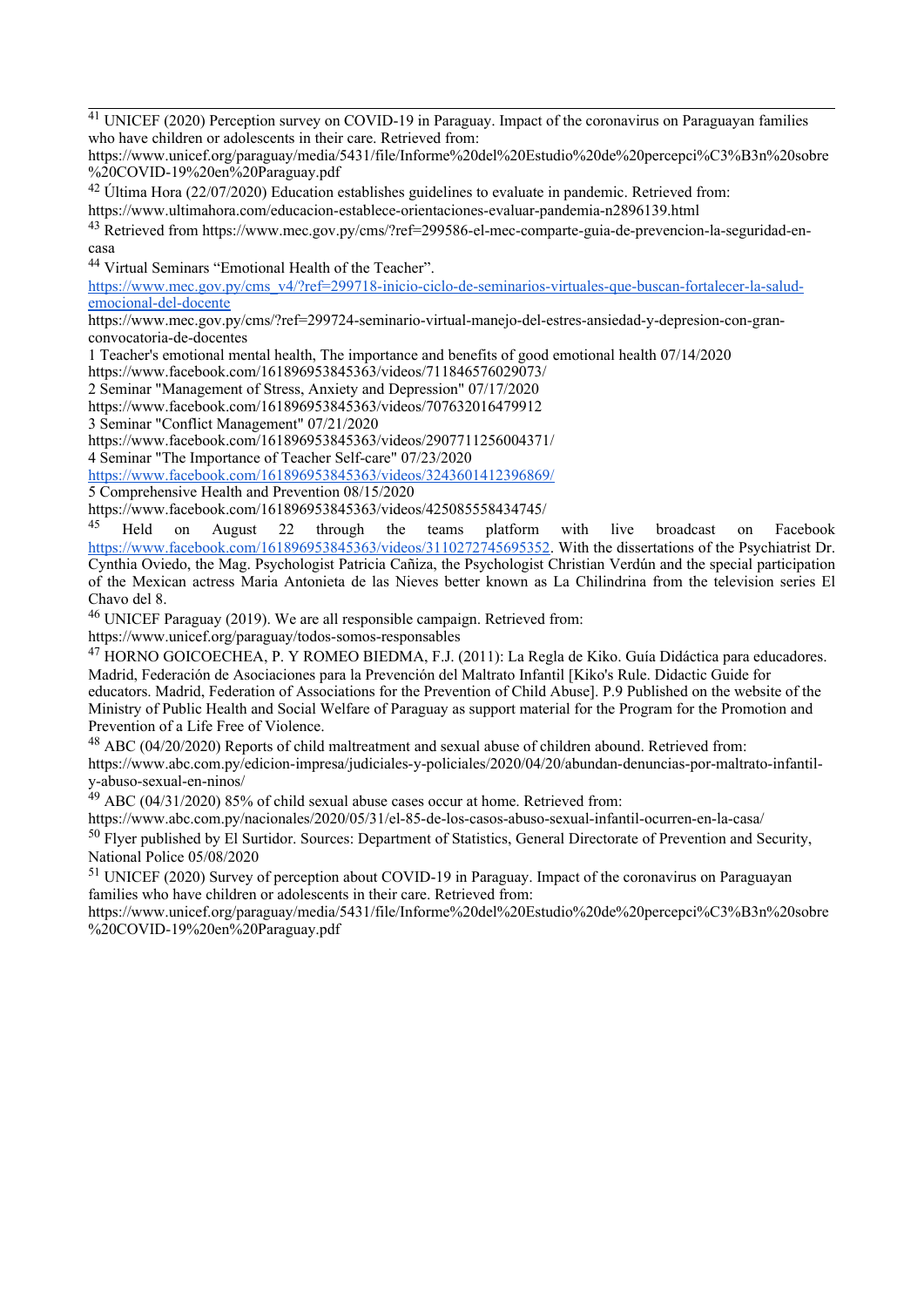[41] UNICEF (2020) Perception survey on COVID-19 in Paraguay. Impact of the coronavirus on Paraguayan families who have children or adolescents in their care. Retrieved from: https://www.unicef.org/paraguay/media/5431/file/Informe%20del%20Estudio%20de%20percepci%C3%B3n%20sobre%20COVID-19%20en%20Paraguay.pdf

[42] Última Hora (22/07/2020) Education establishes guidelines to evaluate in pandemic. Retrieved from: https://www.ultimahora.com/educacion-establece-orientaciones-evaluar-pandemia-n2896139.html

[43] Retrieved from https://www.mec.gov.py/cms/?ref=299586-el-mec-comparte-guia-de-prevencion-la-seguridad-en-casa

[44] Virtual Seminars "Emotional Health of the Teacher".
https://www.mec.gov.py/cms_v4/?ref=299718-inicio-ciclo-de-seminarios-virtuales-que-buscan-fortalecer-la-salud-emocional-del-docente
https://www.mec.gov.py/cms/?ref=299724-seminario-virtual-manejo-del-estres-ansiedad-y-depresion-con-gran-convocatoria-de-docentes
1 Teacher's emotional mental health, The importance and benefits of good emotional health 07/14/2020
https://www.facebook.com/161896953845363/videos/711846576029073/
2 Seminar "Management of Stress, Anxiety and Depression" 07/17/2020
https://www.facebook.com/161896953845363/videos/707632016479912
3 Seminar "Conflict Management" 07/21/2020
https://www.facebook.com/161896953845363/videos/2907711256004371/
4 Seminar "The Importance of Teacher Self-care" 07/23/2020
https://www.facebook.com/161896953845363/videos/3243601412396869/
5 Comprehensive Health and Prevention 08/15/2020
https://www.facebook.com/161896953845363/videos/425085558434745/

[45] Held on August 22 through the teams platform with live broadcast on Facebook https://www.facebook.com/161896953845363/videos/3110272745695352. With the dissertations of the Psychiatrist Dr. Cynthia Oviedo, the Mag. Psychologist Patricia Cañiza, the Psychologist Christian Verdún and the special participation of the Mexican actress Maria Antonieta de las Nieves better known as La Chilindrina from the television series El Chavo del 8.

[46] UNICEF Paraguay (2019). We are all responsible campaign. Retrieved from: https://www.unicef.org/paraguay/todos-somos-responsables

[47] HORNO GOICOECHEA, P. Y ROMEO BIEDMA, F.J. (2011): La Regla de Kiko. Guía Didáctica para educadores. Madrid, Federación de Asociaciones para la Prevención del Maltrato Infantil [Kiko's Rule. Didactic Guide for educators. Madrid, Federation of Associations for the Prevention of Child Abuse]. P.9 Published on the website of the Ministry of Public Health and Social Welfare of Paraguay as support material for the Program for the Promotion and Prevention of a Life Free of Violence.

[48] ABC (04/20/2020) Reports of child maltreatment and sexual abuse of children abound. Retrieved from: https://www.abc.com.py/edicion-impresa/judiciales-y-policiales/2020/04/20/abundan-denuncias-por-maltrato-infantil-y-abuso-sexual-en-ninos/

[49] ABC (04/31/2020) 85% of child sexual abuse cases occur at home. Retrieved from: https://www.abc.com.py/nacionales/2020/05/31/el-85-de-los-casos-abuso-sexual-infantil-ocurren-en-la-casa/

[50] Flyer published by El Surtidor. Sources: Department of Statistics, General Directorate of Prevention and Security, National Police 05/08/2020

[51] UNICEF (2020) Survey of perception about COVID-19 in Paraguay. Impact of the coronavirus on Paraguayan families who have children or adolescents in their care. Retrieved from: https://www.unicef.org/paraguay/media/5431/file/Informe%20del%20Estudio%20de%20percepci%C3%B3n%20sobre%20COVID-19%20en%20Paraguay.pdf